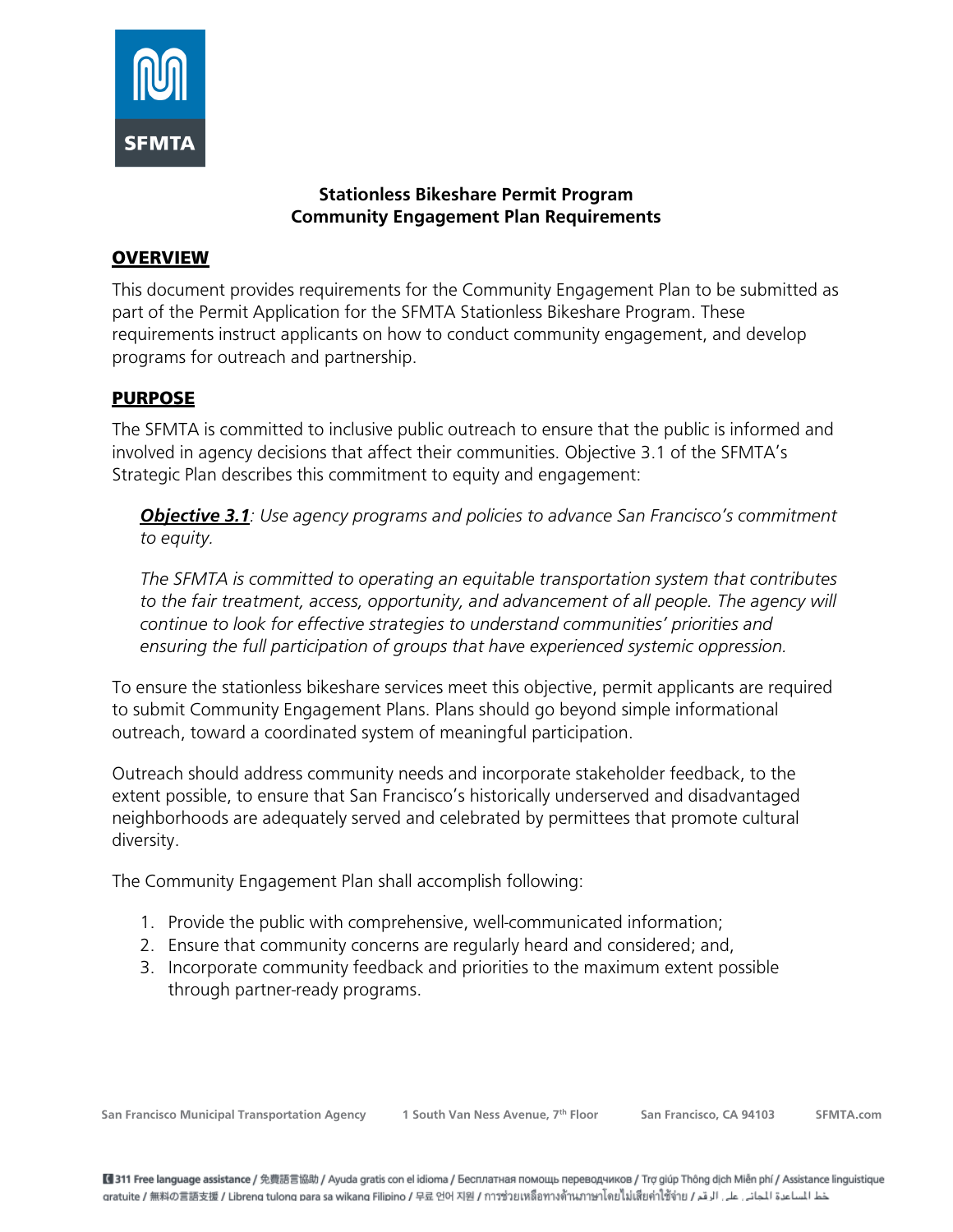# Stationless Bikeshare Permit Program
# Community Engagement Plan Requirements

## OVERVIEW

This document provides requirements for the Community Engagement Plan to be submitted as part of the Permit Application for the SFMTA Stationless Bikeshare Program. These requirements instruct applicants on how to conduct community engagement, and develop programs for outreach and partnership.

## PURPOSE

The SFMTA is committed to inclusive public outreach to ensure that the public is informed and involved in agency decisions that affect their communities. Objective 3.1 of the SFMTA's Strategic Plan describes this commitment to equity and engagement:

> ***Objective 3.1***: *Use agency programs and policies to advance San Francisco's commitment to equity.*
>
> *The SFMTA is committed to operating an equitable transportation system that contributes to the fair treatment, access, opportunity, and advancement of all people. The agency will continue to look for effective strategies to understand communities' priorities and ensuring the full participation of groups that have experienced systemic oppression.*

To ensure the stationless bikeshare services meet this objective, permit applicants are required to submit Community Engagement Plans. Plans should go beyond simple informational outreach, toward a coordinated system of meaningful participation.

Outreach should address community needs and incorporate stakeholder feedback, to the extent possible, to ensure that San Francisco's historically underserved and disadvantaged neighborhoods are adequately served and celebrated by permittees that promote cultural diversity.

The Community Engagement Plan shall accomplish following:

1. Provide the public with comprehensive, well-communicated information;
2. Ensure that community concerns are regularly heard and considered; and,
3. Incorporate community feedback and priorities to the maximum extent possible through partner-ready programs.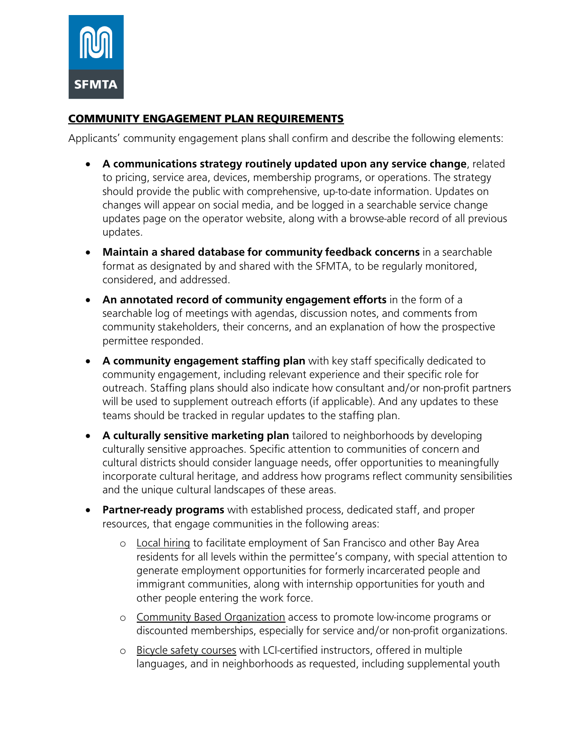## COMMUNITY ENGAGEMENT PLAN REQUIREMENTS

Applicants' community engagement plans shall confirm and describe the following elements:

- **A communications strategy routinely updated upon any service change**, related to pricing, service area, devices, membership programs, or operations. The strategy should provide the public with comprehensive, up-to-date information. Updates on changes will appear on social media, and be logged in a searchable service change updates page on the operator website, along with a browse-able record of all previous updates.
- **Maintain a shared database for community feedback concerns** in a searchable format as designated by and shared with the SFMTA, to be regularly monitored, considered, and addressed.
- **An annotated record of community engagement efforts** in the form of a searchable log of meetings with agendas, discussion notes, and comments from community stakeholders, their concerns, and an explanation of how the prospective permittee responded.
- **A community engagement staffing plan** with key staff specifically dedicated to community engagement, including relevant experience and their specific role for outreach. Staffing plans should also indicate how consultant and/or non-profit partners will be used to supplement outreach efforts (if applicable). And any updates to these teams should be tracked in regular updates to the staffing plan.
- **A culturally sensitive marketing plan** tailored to neighborhoods by developing culturally sensitive approaches. Specific attention to communities of concern and cultural districts should consider language needs, offer opportunities to meaningfully incorporate cultural heritage, and address how programs reflect community sensibilities and the unique cultural landscapes of these areas.
- **Partner-ready programs** with established process, dedicated staff, and proper resources, that engage communities in the following areas:
  - Local hiring to facilitate employment of San Francisco and other Bay Area residents for all levels within the permittee's company, with special attention to generate employment opportunities for formerly incarcerated people and immigrant communities, along with internship opportunities for youth and other people entering the work force.
  - Community Based Organization access to promote low-income programs or discounted memberships, especially for service and/or non-profit organizations.
  - Bicycle safety courses with LCI-certified instructors, offered in multiple languages, and in neighborhoods as requested, including supplemental youth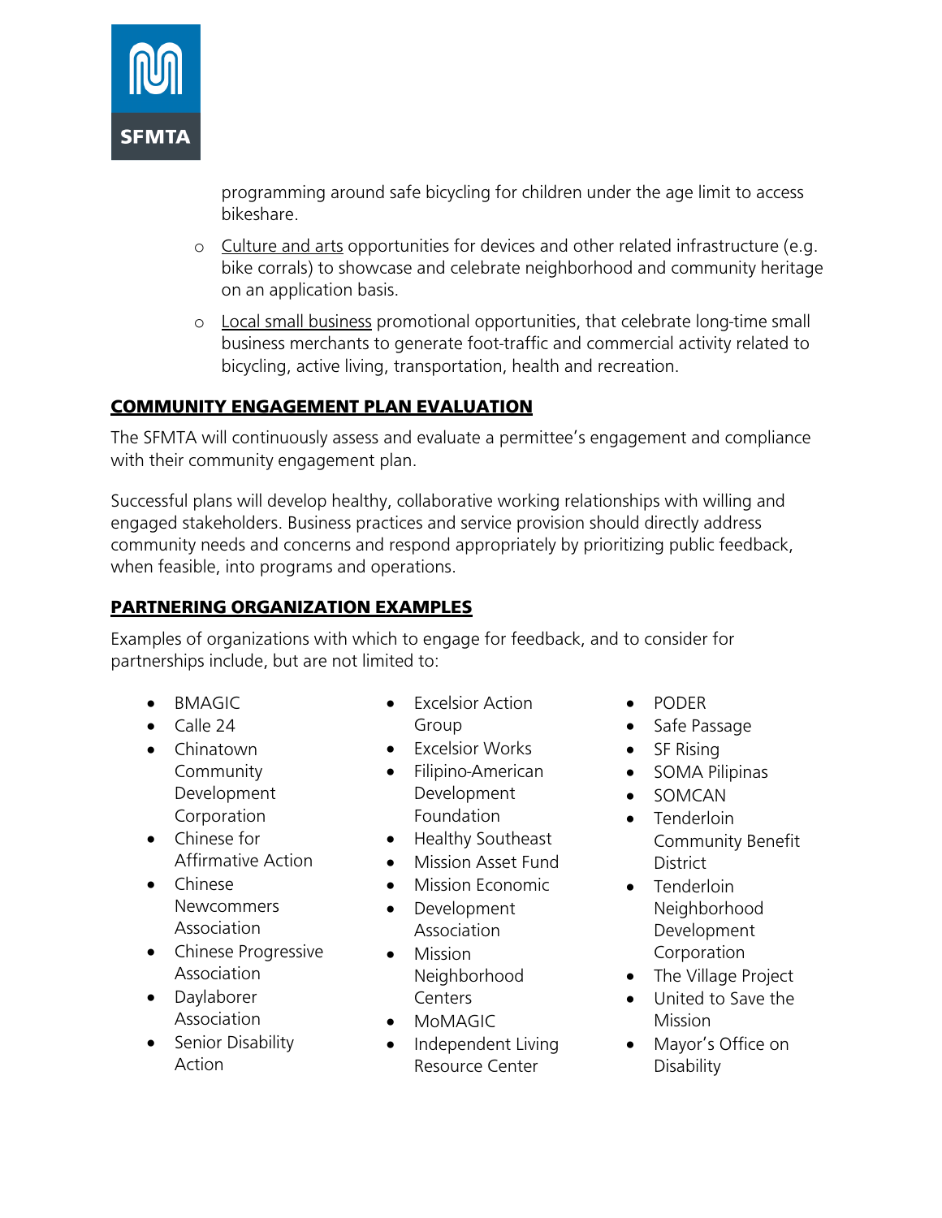programming around safe bicycling for children under the age limit to access bikeshare.

- Culture and arts opportunities for devices and other related infrastructure (e.g. bike corrals) to showcase and celebrate neighborhood and community heritage on an application basis.
- Local small business promotional opportunities, that celebrate long-time small business merchants to generate foot-traffic and commercial activity related to bicycling, active living, transportation, health and recreation.

## COMMUNITY ENGAGEMENT PLAN EVALUATION

The SFMTA will continuously assess and evaluate a permittee's engagement and compliance with their community engagement plan.

Successful plans will develop healthy, collaborative working relationships with willing and engaged stakeholders. Business practices and service provision should directly address community needs and concerns and respond appropriately by prioritizing public feedback, when feasible, into programs and operations.

## PARTNERING ORGANIZATION EXAMPLES

Examples of organizations with which to engage for feedback, and to consider for partnerships include, but are not limited to:

- BMAGIC
- Calle 24
- Chinatown Community Development Corporation
- Chinese for Affirmative Action
- Chinese Newcommers Association
- Chinese Progressive Association
- Daylaborer Association
- Senior Disability Action
- Excelsior Action Group
- Excelsior Works
- Filipino-American Development Foundation
- Healthy Southeast
- Mission Asset Fund
- Mission Economic
- Development Association
- Mission Neighborhood Centers
- MoMAGIC
- Independent Living Resource Center
- PODER
- Safe Passage
- SF Rising
- SOMA Pilipinas
- SOMCAN
- Tenderloin Community Benefit District
- Tenderloin Neighborhood Development Corporation
- The Village Project
- United to Save the Mission
- Mayor's Office on Disability